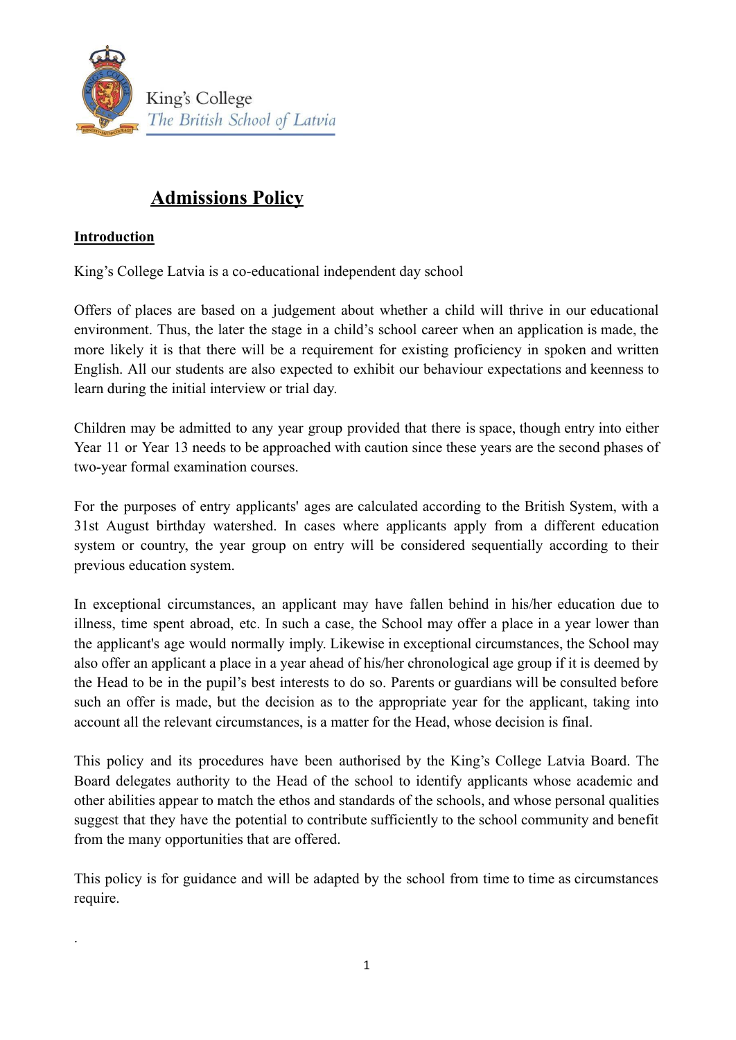King's College
*The British School of Latvia*

# Admissions Policy

## Introduction

King's College Latvia is a co-educational independent day school

Offers of places are based on a judgement about whether a child will thrive in our educational environment. Thus, the later the stage in a child's school career when an application is made, the more likely it is that there will be a requirement for existing proficiency in spoken and written English. All our students are also expected to exhibit our behaviour expectations and keenness to learn during the initial interview or trial day.

Children may be admitted to any year group provided that there is space, though entry into either Year 11 or Year 13 needs to be approached with caution since these years are the second phases of two-year formal examination courses.

For the purposes of entry applicants' ages are calculated according to the British System, with a 31st August birthday watershed. In cases where applicants apply from a different education system or country, the year group on entry will be considered sequentially according to their previous education system.

In exceptional circumstances, an applicant may have fallen behind in his/her education due to illness, time spent abroad, etc. In such a case, the School may offer a place in a year lower than the applicant's age would normally imply. Likewise in exceptional circumstances, the School may also offer an applicant a place in a year ahead of his/her chronological age group if it is deemed by the Head to be in the pupil's best interests to do so. Parents or guardians will be consulted before such an offer is made, but the decision as to the appropriate year for the applicant, taking into account all the relevant circumstances, is a matter for the Head, whose decision is final.

This policy and its procedures have been authorised by the King's College Latvia Board. The Board delegates authority to the Head of the school to identify applicants whose academic and other abilities appear to match the ethos and standards of the schools, and whose personal qualities suggest that they have the potential to contribute sufficiently to the school community and benefit from the many opportunities that are offered.

This policy is for guidance and will be adapted by the school from time to time as circumstances require.

.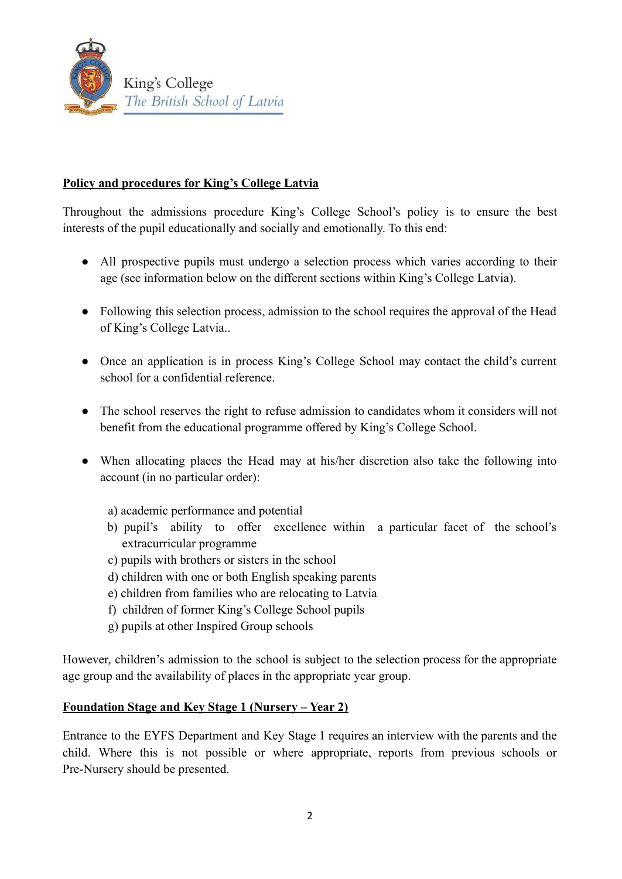King's College
*The British School of Latvia*

**Policy and procedures for King's College Latvia**

Throughout the admissions procedure King's College School's policy is to ensure the best interests of the pupil educationally and socially and emotionally. To this end:

- All prospective pupils must undergo a selection process which varies according to their age (see information below on the different sections within King's College Latvia).

- Following this selection process, admission to the school requires the approval of the Head of King's College Latvia..

- Once an application is in process King's College School may contact the child's current school for a confidential reference.

- The school reserves the right to refuse admission to candidates whom it considers will not benefit from the educational programme offered by King's College School.

- When allocating places the Head may at his/her discretion also take the following into account (in no particular order):

  a) academic performance and potential
  b) pupil's ability to offer excellence within a particular facet of the school's extracurricular programme
  c) pupils with brothers or sisters in the school
  d) children with one or both English speaking parents
  e) children from families who are relocating to Latvia
  f) children of former King's College School pupils
  g) pupils at other Inspired Group schools

However, children's admission to the school is subject to the selection process for the appropriate age group and the availability of places in the appropriate year group.

**Foundation Stage and Key Stage 1 (Nursery – Year 2)**

Entrance to the EYFS Department and Key Stage 1 requires an interview with the parents and the child. Where this is not possible or where appropriate, reports from previous schools or Pre-Nursery should be presented.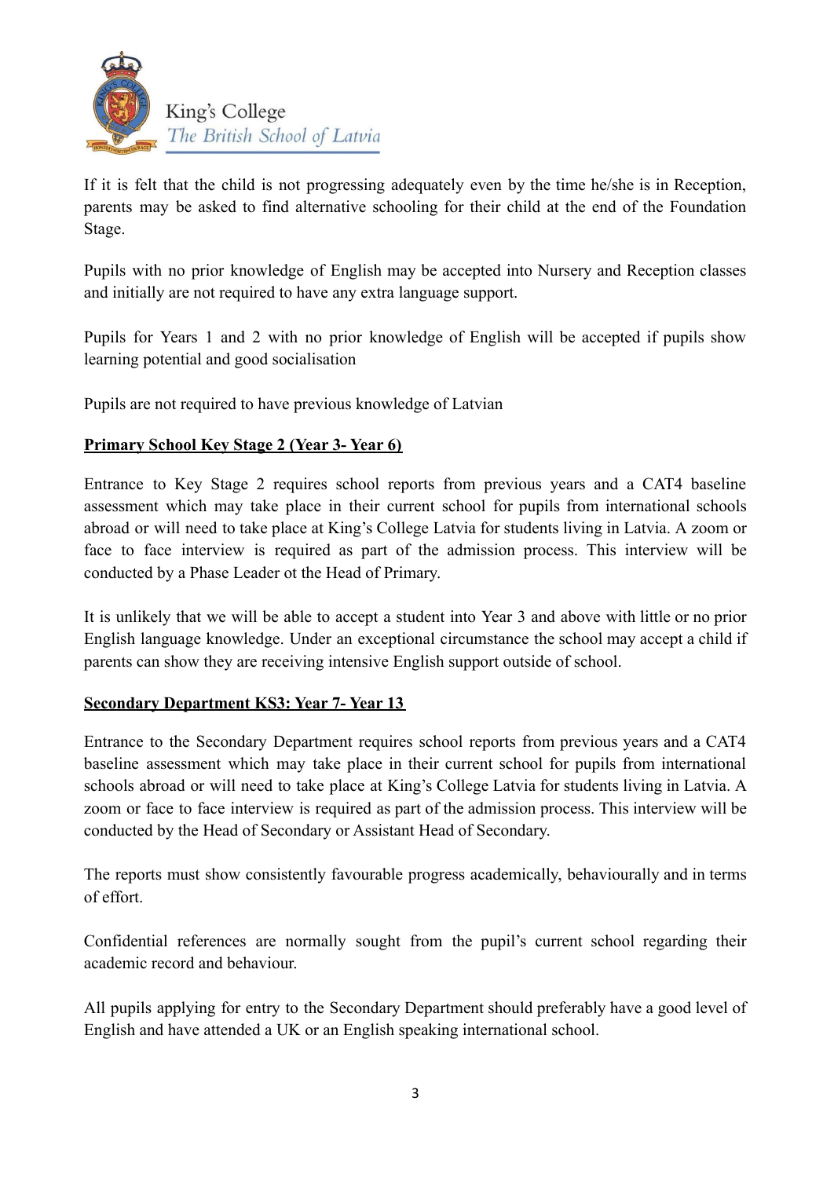If it is felt that the child is not progressing adequately even by the time he/she is in Reception, parents may be asked to find alternative schooling for their child at the end of the Foundation Stage.

Pupils with no prior knowledge of English may be accepted into Nursery and Reception classes and initially are not required to have any extra language support.

Pupils for Years 1 and 2 with no prior knowledge of English will be accepted if pupils show learning potential and good socialisation

Pupils are not required to have previous knowledge of Latvian

**Primary School Key Stage 2 (Year 3- Year 6)**

Entrance to Key Stage 2 requires school reports from previous years and a CAT4 baseline assessment which may take place in their current school for pupils from international schools abroad or will need to take place at King's College Latvia for students living in Latvia. A zoom or face to face interview is required as part of the admission process. This interview will be conducted by a Phase Leader ot the Head of Primary.

It is unlikely that we will be able to accept a student into Year 3 and above with little or no prior English language knowledge. Under an exceptional circumstance the school may accept a child if parents can show they are receiving intensive English support outside of school.

**Secondary Department KS3: Year 7- Year 13**

Entrance to the Secondary Department requires school reports from previous years and a CAT4 baseline assessment which may take place in their current school for pupils from international schools abroad or will need to take place at King's College Latvia for students living in Latvia. A zoom or face to face interview is required as part of the admission process. This interview will be conducted by the Head of Secondary or Assistant Head of Secondary.

The reports must show consistently favourable progress academically, behaviourally and in terms of effort.

Confidential references are normally sought from the pupil's current school regarding their academic record and behaviour.

All pupils applying for entry to the Secondary Department should preferably have a good level of English and have attended a UK or an English speaking international school.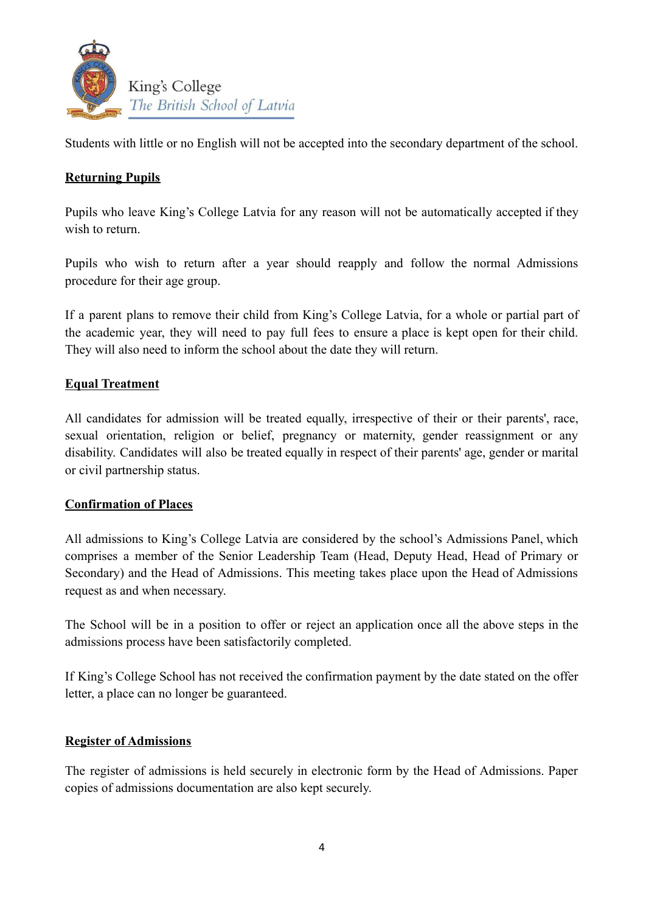Students with little or no English will not be accepted into the secondary department of the school.

## Returning Pupils

Pupils who leave King's College Latvia for any reason will not be automatically accepted if they wish to return.

Pupils who wish to return after a year should reapply and follow the normal Admissions procedure for their age group.

If a parent plans to remove their child from King's College Latvia, for a whole or partial part of the academic year, they will need to pay full fees to ensure a place is kept open for their child. They will also need to inform the school about the date they will return.

## Equal Treatment

All candidates for admission will be treated equally, irrespective of their or their parents', race, sexual orientation, religion or belief, pregnancy or maternity, gender reassignment or any disability. Candidates will also be treated equally in respect of their parents' age, gender or marital or civil partnership status.

## Confirmation of Places

All admissions to King's College Latvia are considered by the school's Admissions Panel, which comprises a member of the Senior Leadership Team (Head, Deputy Head, Head of Primary or Secondary) and the Head of Admissions. This meeting takes place upon the Head of Admissions request as and when necessary.

The School will be in a position to offer or reject an application once all the above steps in the admissions process have been satisfactorily completed.

If King's College School has not received the confirmation payment by the date stated on the offer letter, a place can no longer be guaranteed.

## Register of Admissions

The register of admissions is held securely in electronic form by the Head of Admissions. Paper copies of admissions documentation are also kept securely.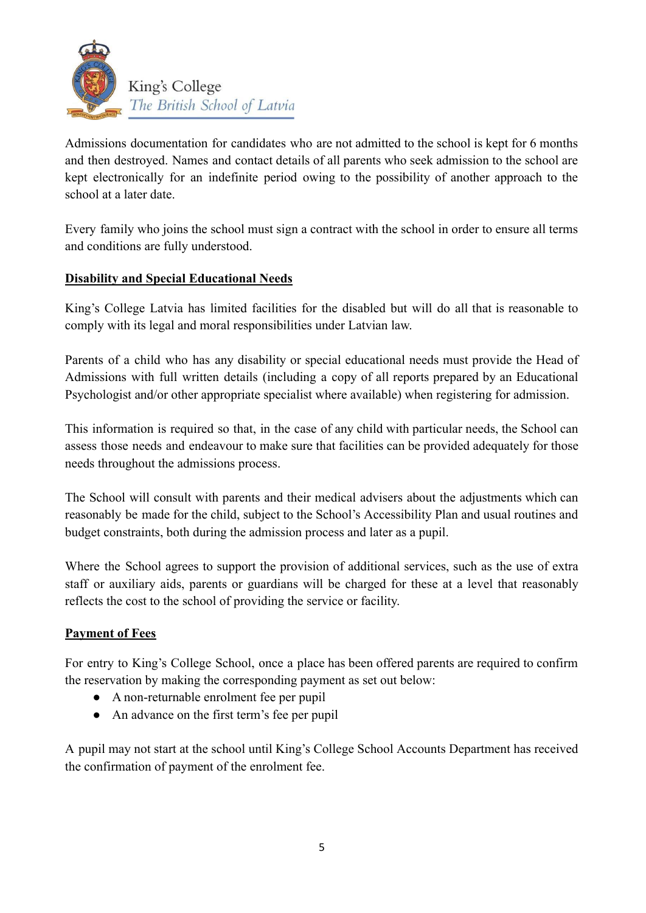Admissions documentation for candidates who are not admitted to the school is kept for 6 months and then destroyed. Names and contact details of all parents who seek admission to the school are kept electronically for an indefinite period owing to the possibility of another approach to the school at a later date.

Every family who joins the school must sign a contract with the school in order to ensure all terms and conditions are fully understood.

## Disability and Special Educational Needs

King's College Latvia has limited facilities for the disabled but will do all that is reasonable to comply with its legal and moral responsibilities under Latvian law.

Parents of a child who has any disability or special educational needs must provide the Head of Admissions with full written details (including a copy of all reports prepared by an Educational Psychologist and/or other appropriate specialist where available) when registering for admission.

This information is required so that, in the case of any child with particular needs, the School can assess those needs and endeavour to make sure that facilities can be provided adequately for those needs throughout the admissions process.

The School will consult with parents and their medical advisers about the adjustments which can reasonably be made for the child, subject to the School's Accessibility Plan and usual routines and budget constraints, both during the admission process and later as a pupil.

Where the School agrees to support the provision of additional services, such as the use of extra staff or auxiliary aids, parents or guardians will be charged for these at a level that reasonably reflects the cost to the school of providing the service or facility.

## Payment of Fees

For entry to King's College School, once a place has been offered parents are required to confirm the reservation by making the corresponding payment as set out below:

- A non-returnable enrolment fee per pupil
- An advance on the first term's fee per pupil

A pupil may not start at the school until King's College School Accounts Department has received the confirmation of payment of the enrolment fee.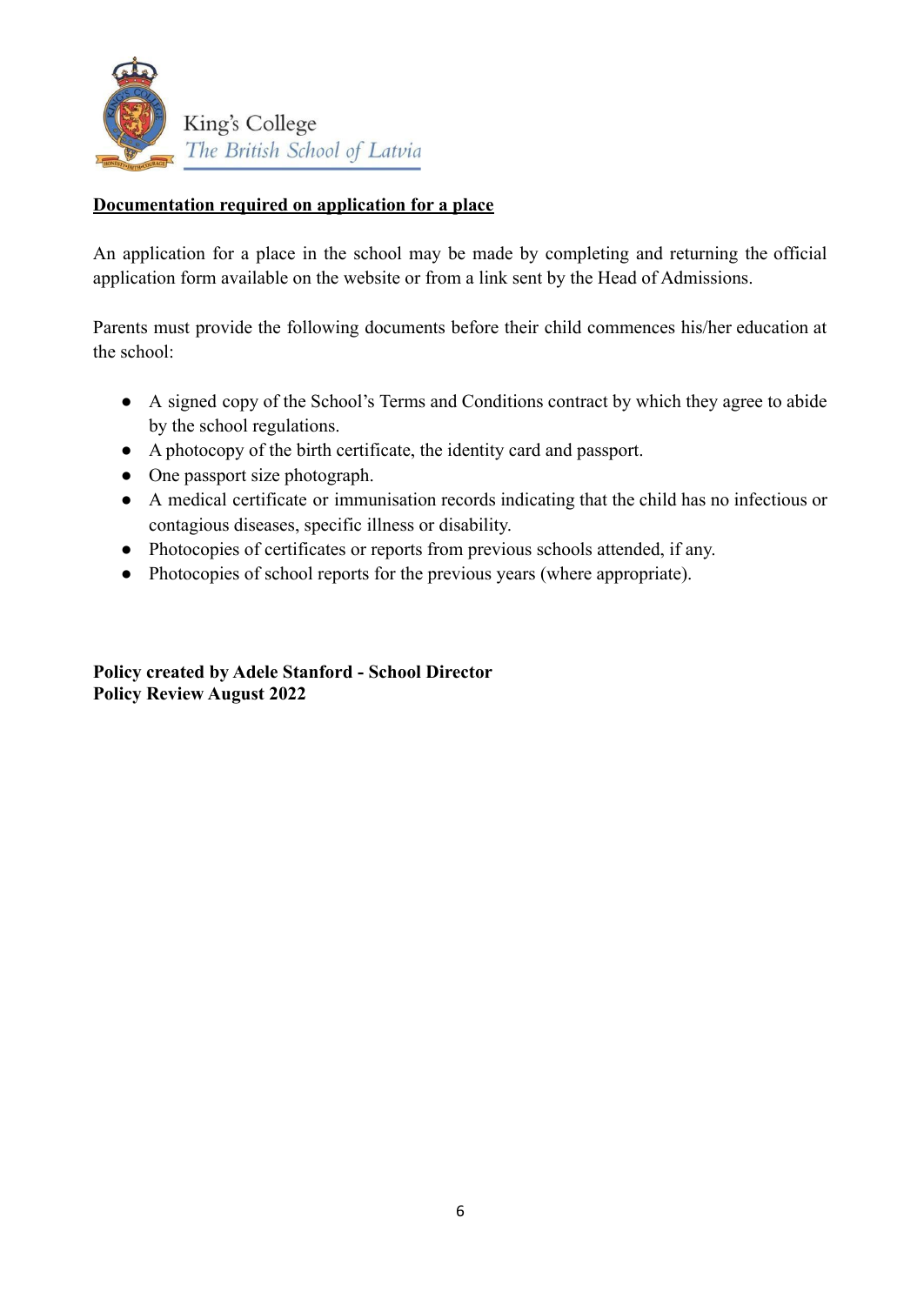King's College
*The British School of Latvia*

**Documentation required on application for a place**

An application for a place in the school may be made by completing and returning the official application form available on the website or from a link sent by the Head of Admissions.

Parents must provide the following documents before their child commences his/her education at the school:

- A signed copy of the School's Terms and Conditions contract by which they agree to abide by the school regulations.
- A photocopy of the birth certificate, the identity card and passport.
- One passport size photograph.
- A medical certificate or immunisation records indicating that the child has no infectious or contagious diseases, specific illness or disability.
- Photocopies of certificates or reports from previous schools attended, if any.
- Photocopies of school reports for the previous years (where appropriate).

**Policy created by Adele Stanford - School Director**
**Policy Review August 2022**